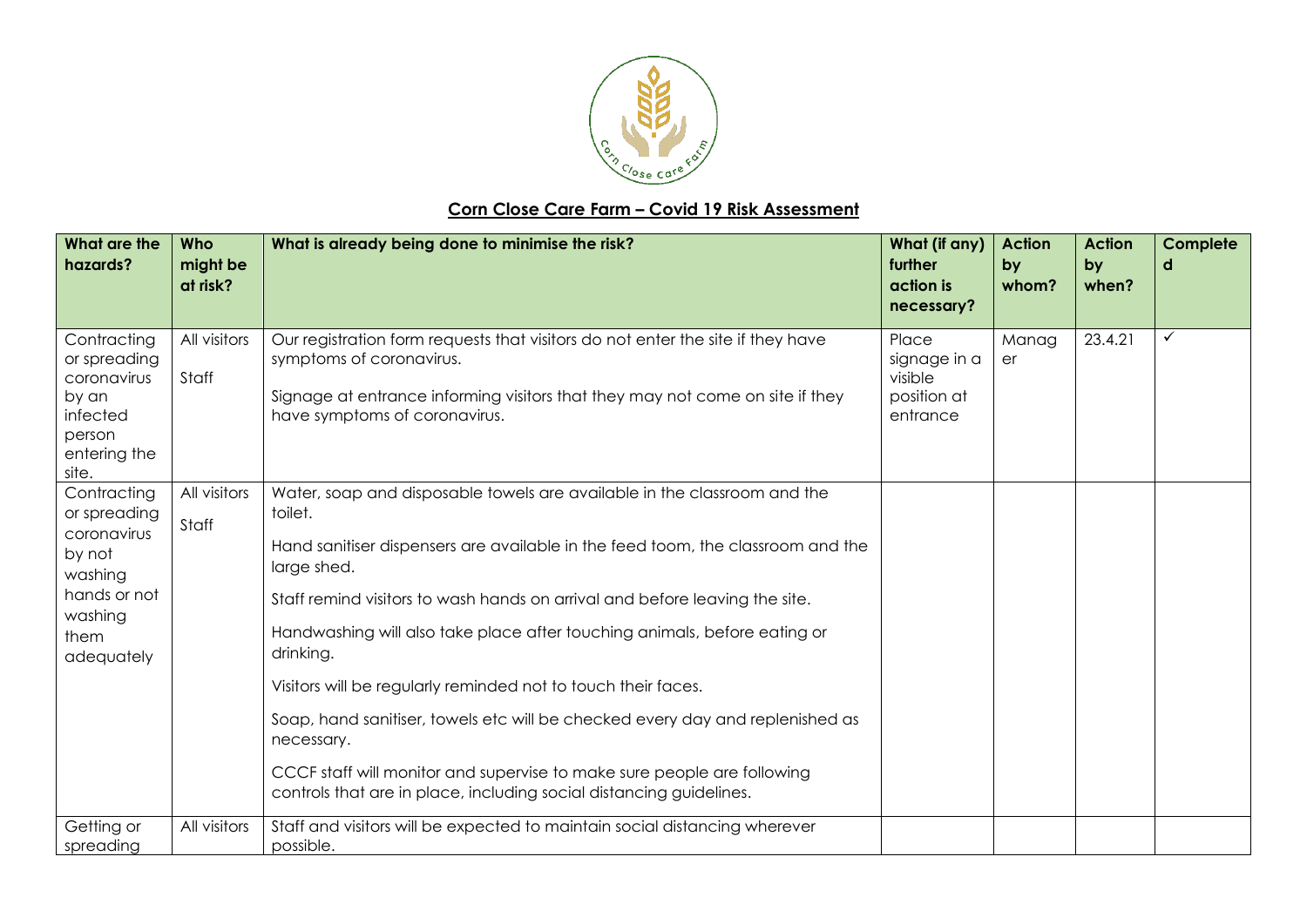**Corn Close Care Farm – Covid 19 Risk Assessment**

| What are the hazards? | Who might be at risk? | What is already being done to minimise the risk? | What (if any) further action is necessary? | Action by whom? | Action by when? | Completed |
|---|---|---|---|---|---|---|
| Contracting or spreading coronavirus by an infected person entering the site. | All visitors<br>Staff | Our registration form requests that visitors do not enter the site if they have symptoms of coronavirus.<br><br>Signage at entrance informing visitors that they may not come on site if they have symptoms of coronavirus. | Place signage in a visible position at entrance | Manager | 23.4.21 | ✓ |
| Contracting or spreading coronavirus by not washing hands or not washing them adequately | All visitors<br>Staff | Water, soap and disposable towels are available in the classroom and the toilet.<br><br>Hand sanitiser dispensers are available in the feed toom, the classroom and the large shed.<br><br>Staff remind visitors to wash hands on arrival and before leaving the site.<br><br>Handwashing will also take place after touching animals, before eating or drinking.<br><br>Visitors will be regularly reminded not to touch their faces.<br><br>Soap, hand sanitiser, towels etc will be checked every day and replenished as necessary.<br><br>CCCF staff will monitor and supervise to make sure people are following controls that are in place, including social distancing guidelines. | | | | |
| Getting or spreading | All visitors | Staff and visitors will be expected to maintain social distancing wherever possible. | | | | |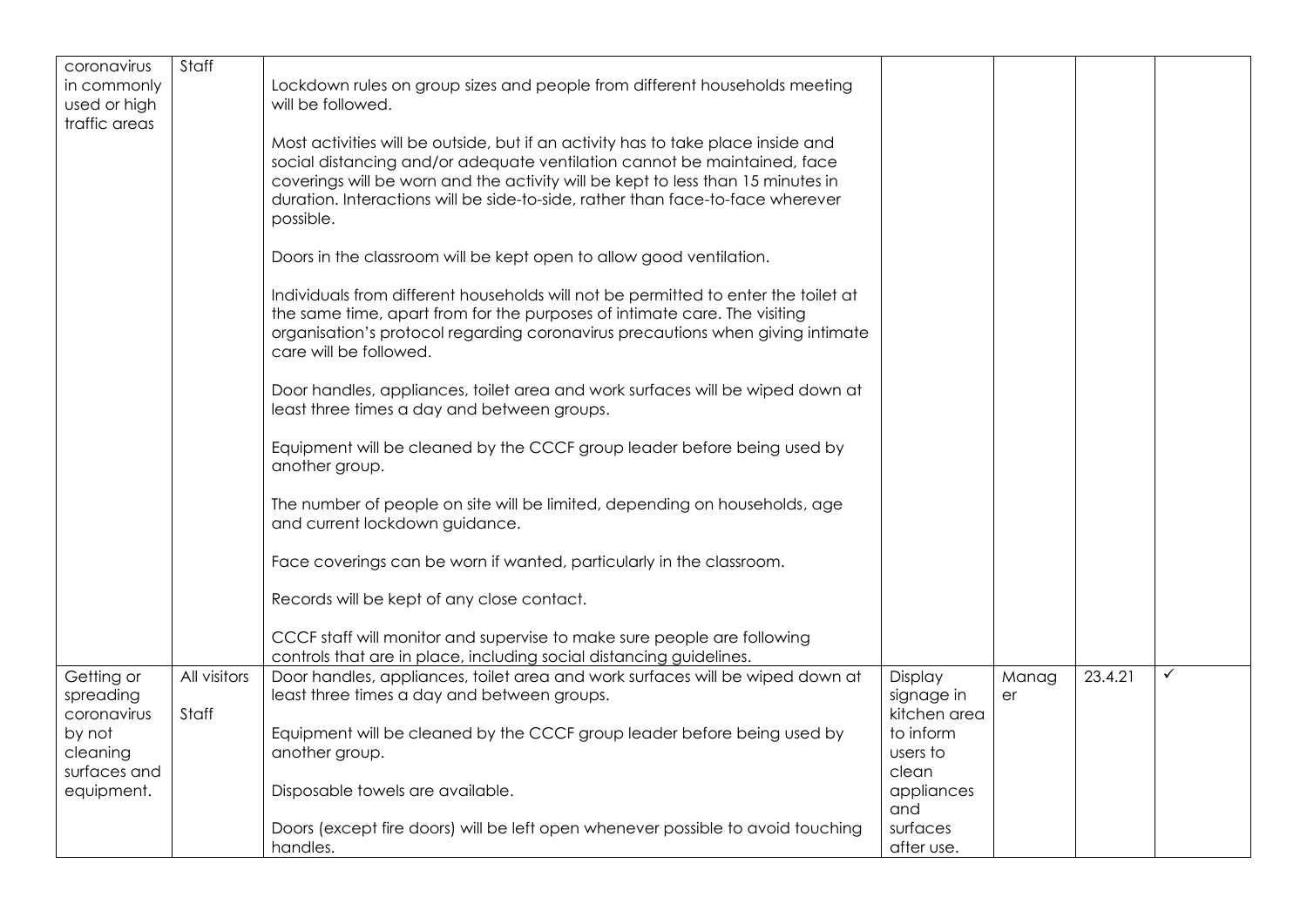| | | | | | | |
|---|---|---|---|---|---|---|
| coronavirus in commonly used or high traffic areas | Staff | Lockdown rules on group sizes and people from different households meeting will be followed.<br><br>Most activities will be outside, but if an activity has to take place inside and social distancing and/or adequate ventilation cannot be maintained, face coverings will be worn and the activity will be kept to less than 15 minutes in duration. Interactions will be side-to-side, rather than face-to-face wherever possible.<br><br>Doors in the classroom will be kept open to allow good ventilation.<br><br>Individuals from different households will not be permitted to enter the toilet at the same time, apart from for the purposes of intimate care. The visiting organisation's protocol regarding coronavirus precautions when giving intimate care will be followed.<br><br>Door handles, appliances, toilet area and work surfaces will be wiped down at least three times a day and between groups.<br><br>Equipment will be cleaned by the CCCF group leader before being used by another group.<br><br>The number of people on site will be limited, depending on households, age and current lockdown guidance.<br><br>Face coverings can be worn if wanted, particularly in the classroom.<br><br>Records will be kept of any close contact.<br><br>CCCF staff will monitor and supervise to make sure people are following controls that are in place, including social distancing guidelines. | | | | |
| Getting or spreading coronavirus by not cleaning surfaces and equipment. | All visitors<br><br>Staff | Door handles, appliances, toilet area and work surfaces will be wiped down at least three times a day and between groups.<br><br>Equipment will be cleaned by the CCCF group leader before being used by another group.<br><br>Disposable towels are available.<br><br>Doors (except fire doors) will be left open whenever possible to avoid touching handles. | Display signage in kitchen area to inform users to clean appliances and surfaces after use. | Manager | 23.4.21 | ✓ |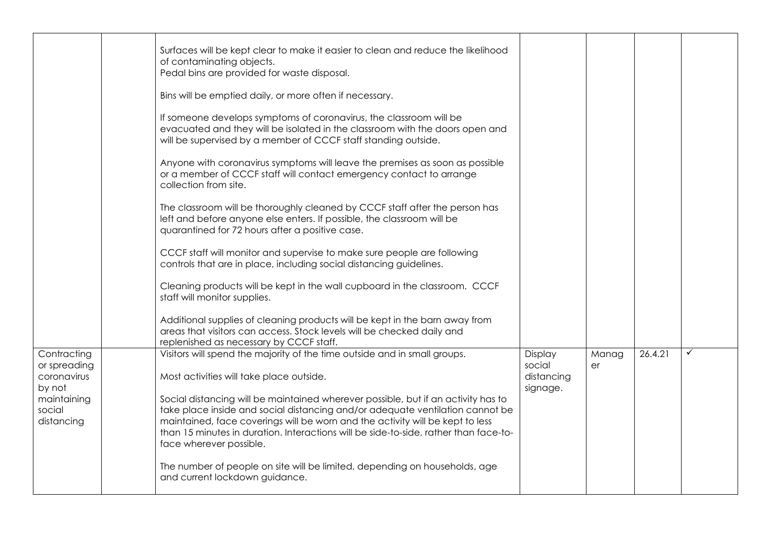| | | | | | | |
|---|---|---|---|---|---|---|
| | | Surfaces will be kept clear to make it easier to clean and reduce the likelihood of contaminating objects.<br>Pedal bins are provided for waste disposal.<br><br>Bins will be emptied daily, or more often if necessary.<br><br>If someone develops symptoms of coronavirus, the classroom will be evacuated and they will be isolated in the classroom with the doors open and will be supervised by a member of CCCF staff standing outside.<br><br>Anyone with coronavirus symptoms will leave the premises as soon as possible or a member of CCCF staff will contact emergency contact to arrange collection from site.<br><br>The classroom will be thoroughly cleaned by CCCF staff after the person has left and before anyone else enters. If possible, the classroom will be quarantined for 72 hours after a positive case.<br><br>CCCF staff will monitor and supervise to make sure people are following controls that are in place, including social distancing guidelines.<br><br>Cleaning products will be kept in the wall cupboard in the classroom. CCCF staff will monitor supplies.<br><br>Additional supplies of cleaning products will be kept in the barn away from areas that visitors can access. Stock levels will be checked daily and replenished as necessary by CCCF staff. | | | | |
| Contracting or spreading coronavirus by not maintaining social distancing | | Visitors will spend the majority of the time outside and in small groups.<br><br>Most activities will take place outside.<br><br>Social distancing will be maintained wherever possible, but if an activity has to take place inside and social distancing and/or adequate ventilation cannot be maintained, face coverings will be worn and the activity will be kept to less than 15 minutes in duration. Interactions will be side-to-side, rather than face-to-face wherever possible.<br><br>The number of people on site will be limited, depending on households, age and current lockdown guidance. | Display social distancing signage. | Manager | 26.4.21 | ✓ |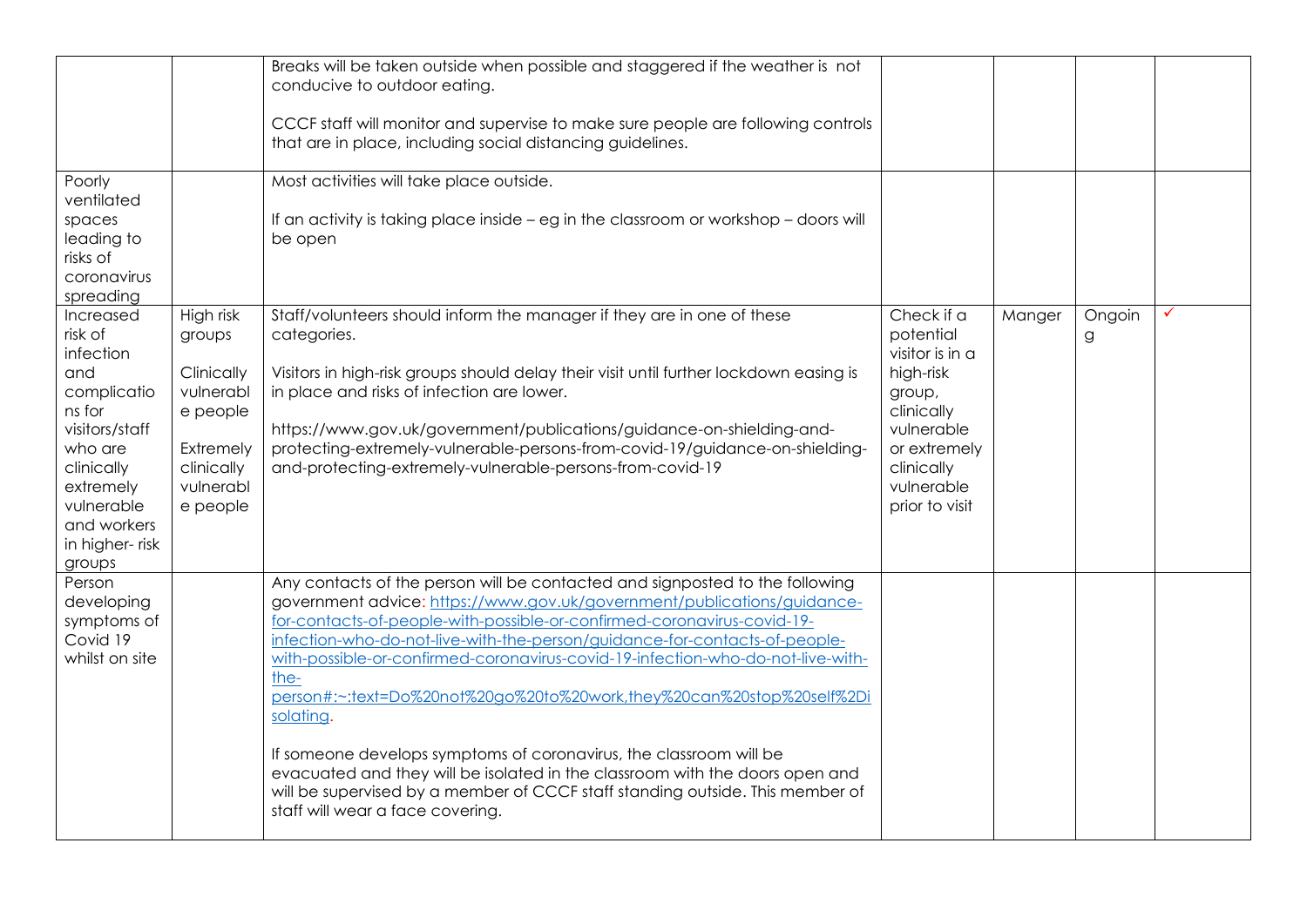| | | | | | | |
|---|---|---|---|---|---|---|
| | | Breaks will be taken outside when possible and staggered if the weather is not conducive to outdoor eating.<br><br>CCCF staff will monitor and supervise to make sure people are following controls that are in place, including social distancing guidelines. | | | | |
| Poorly ventilated spaces leading to risks of coronavirus spreading | | Most activities will take place outside.<br><br>If an activity is taking place inside – eg in the classroom or workshop – doors will be open | | | | |
| Increased risk of infection and complications for visitors/staff who are clinically extremely vulnerable and workers in higher- risk groups | High risk groups<br><br>Clinically vulnerable people<br><br>Extremely clinically vulnerable people | Staff/volunteers should inform the manager if they are in one of these categories.<br><br>Visitors in high-risk groups should delay their visit until further lockdown easing is in place and risks of infection are lower.<br><br>https://www.gov.uk/government/publications/guidance-on-shielding-and-protecting-extremely-vulnerable-persons-from-covid-19/guidance-on-shielding-and-protecting-extremely-vulnerable-persons-from-covid-19 | Check if a potential visitor is in a high-risk group, clinically vulnerable or extremely clinically vulnerable prior to visit | Manger | Ongoing | ✓ |
| Person developing symptoms of Covid 19 whilst on site | | Any contacts of the person will be contacted and signposted to the following government advice: [https://www.gov.uk/government/publications/guidance-for-contacts-of-people-with-possible-or-confirmed-coronavirus-covid-19-infection-who-do-not-live-with-the-person/guidance-for-contacts-of-people-with-possible-or-confirmed-coronavirus-covid-19-infection-who-do-not-live-with-the-person#:~:text=Do%20not%20go%20to%20work,they%20can%20stop%20self%2Disolating](https://www.gov.uk/government/publications/guidance-for-contacts-of-people-with-possible-or-confirmed-coronavirus-covid-19-infection-who-do-not-live-with-the-person/guidance-for-contacts-of-people-with-possible-or-confirmed-coronavirus-covid-19-infection-who-do-not-live-with-the-person#:~:text=Do%20not%20go%20to%20work,they%20can%20stop%20self%2Disolating).<br><br>If someone develops symptoms of coronavirus, the classroom will be evacuated and they will be isolated in the classroom with the doors open and will be supervised by a member of CCCF staff standing outside. This member of staff will wear a face covering. | | | | |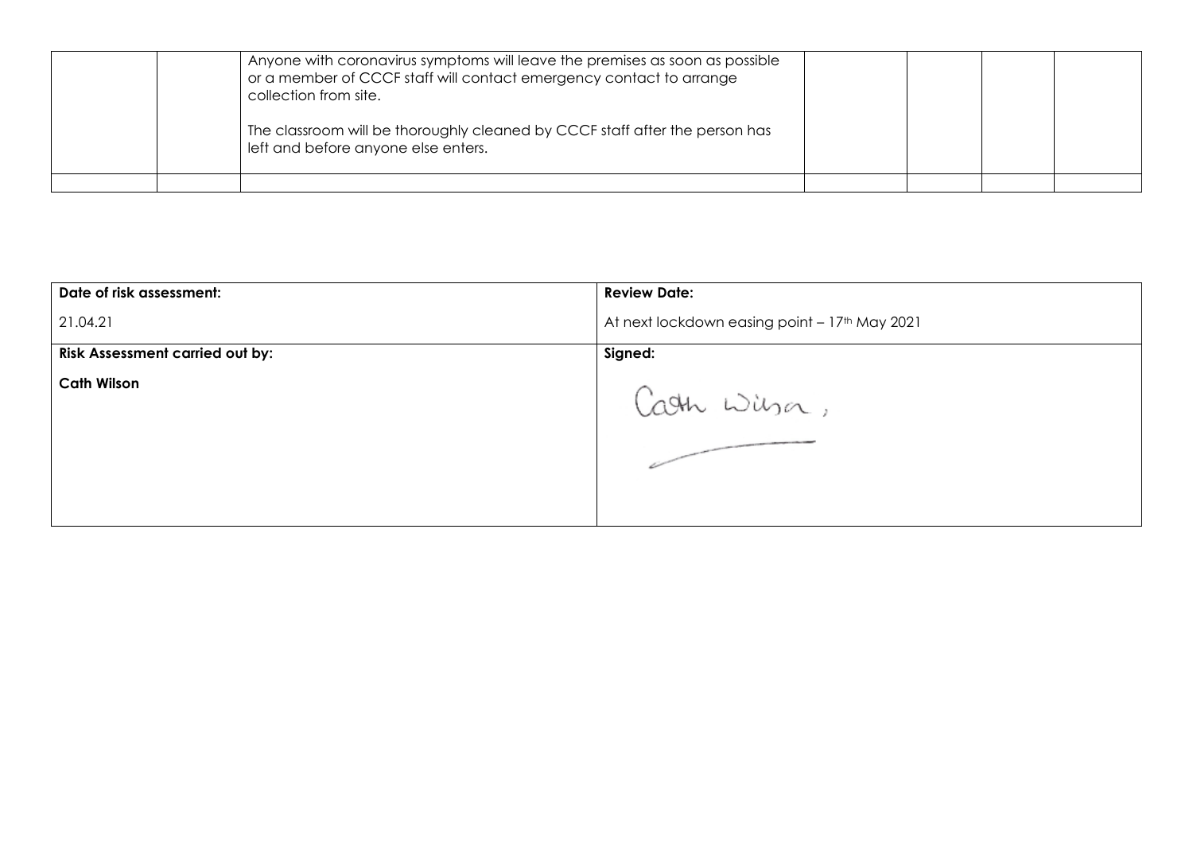| | | | | | | |
|---|---|---|---|---|---|---|
| | | Anyone with coronavirus symptoms will leave the premises as soon as possible or a member of CCCF staff will contact emergency contact to arrange collection from site.<br><br>The classroom will be thoroughly cleaned by CCCF staff after the person has left and before anyone else enters. | | | | |
| | | | | | | |

| | |
|---|---|
| **Date of risk assessment:**<br><br>21.04.21 | **Review Date:**<br><br>At next lockdown easing point – 17th May 2021 |
| **Risk Assessment carried out by:**<br><br>**Cath Wilson** | **Signed:**<br><br>Cath Wilson, |